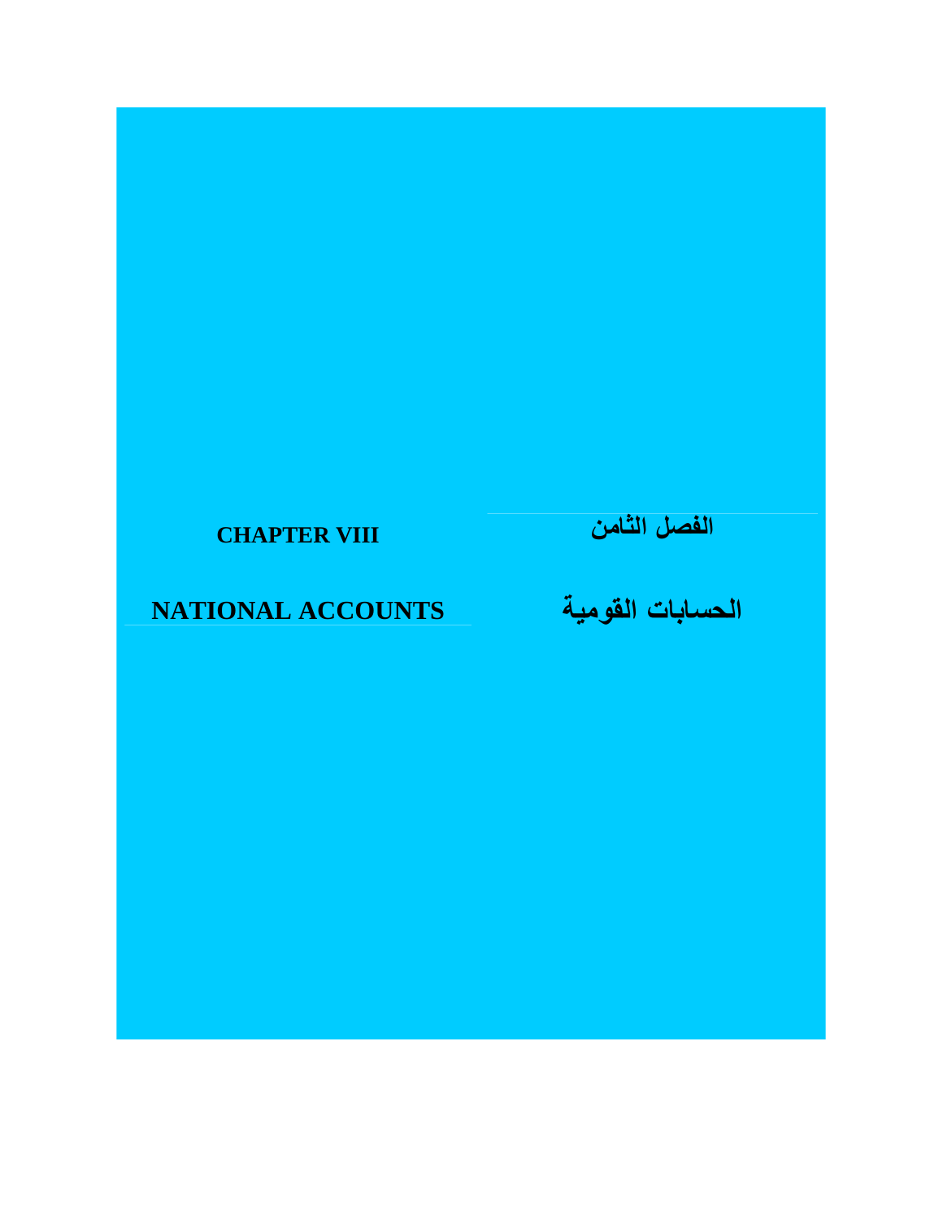# CHAPTER VIII

# الفصل الثامن

## NATIONAL ACCOUNTS

## الحسابات القومية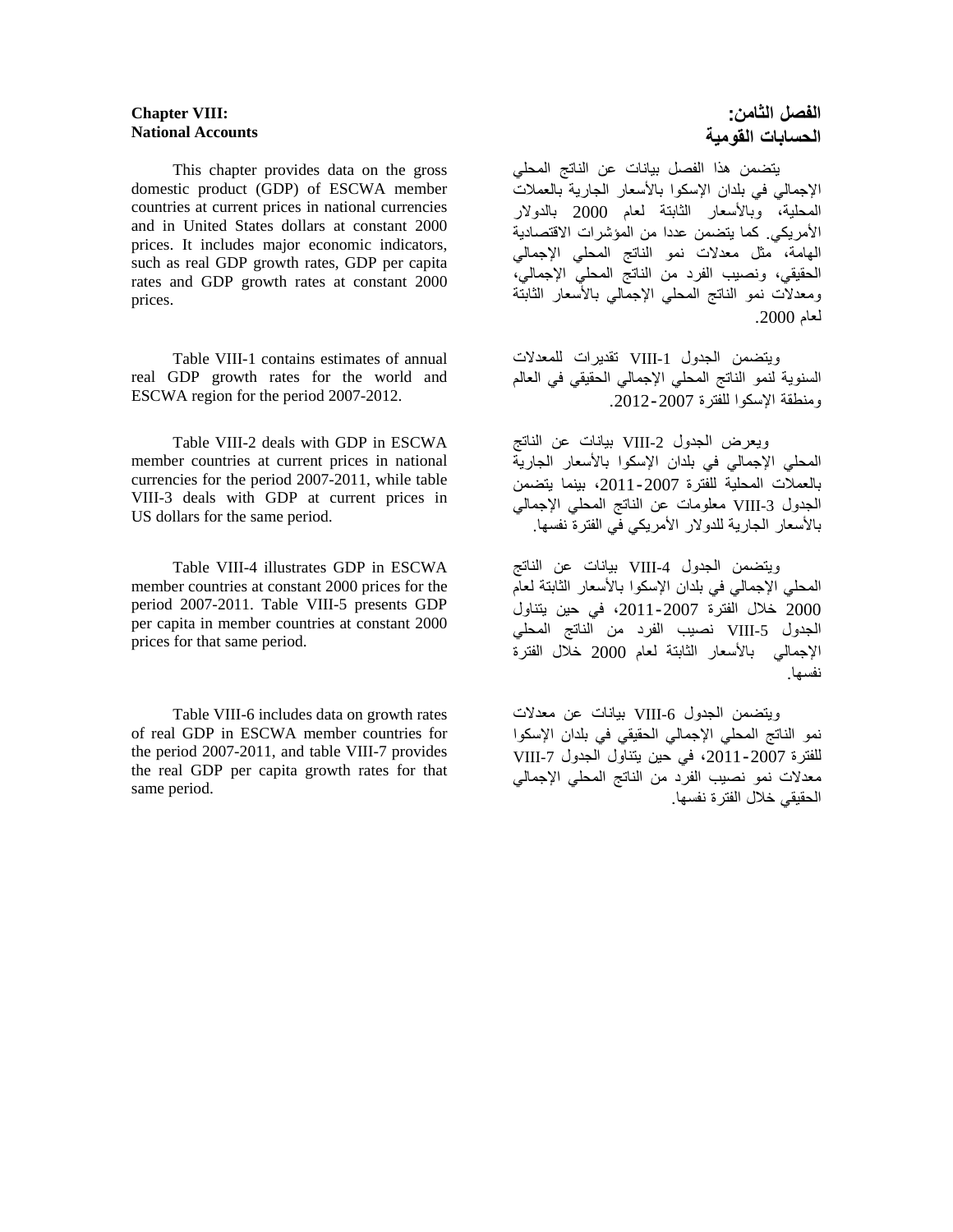**Chapter VIII:**
**National Accounts**

This chapter provides data on the gross domestic product (GDP) of ESCWA member countries at current prices in national currencies and in United States dollars at constant 2000 prices. It includes major economic indicators, such as real GDP growth rates, GDP per capita rates and GDP growth rates at constant 2000 prices.

Table VIII-1 contains estimates of annual real GDP growth rates for the world and ESCWA region for the period 2007-2012.

Table VIII-2 deals with GDP in ESCWA member countries at current prices in national currencies for the period 2007-2011, while table VIII-3 deals with GDP at current prices in US dollars for the same period.

Table VIII-4 illustrates GDP in ESCWA member countries at constant 2000 prices for the period 2007-2011. Table VIII-5 presents GDP per capita in member countries at constant 2000 prices for that same period.

Table VIII-6 includes data on growth rates of real GDP in ESCWA member countries for the period 2007-2011, and table VIII-7 provides the real GDP per capita growth rates for that same period.

**الفصل الثامن:**
**الحسابات القومية**

يتضمن هذا الفصل بيانات عن الناتج المحلي الإجمالي في بلدان الإسكوا بالأسعار الجارية بالعملات المحلية، وبالأسعار الثابتة لعام 2000 بالدولار الأمريكي. كما يتضمن عددا من المؤشرات الاقتصادية الهامة، مثل معدلات نمو الناتج المحلي الإجمالي الحقيقي، ونصيب الفرد من الناتج المحلي الإجمالي، ومعدلات نمو الناتج المحلي الإجمالي بالأسعار الثابتة لعام 2000.

ويتضمن الجدول VIII-1 تقديرات للمعدلات السنوية لنمو الناتج المحلي الإجمالي الحقيقي في العالم ومنطقة الإسكوا للفترة 2007-2012.

ويعرض الجدول VIII-2 بيانات عن الناتج المحلي الإجمالي في بلدان الإسكوا بالأسعار الجارية بالعملات المحلية للفترة 2007-2011، بينما يتضمن الجدول VIII-3 معلومات عن الناتج المحلي الإجمالي بالأسعار الجارية للدولار الأمريكي في الفترة نفسها.

ويتضمن الجدول VIII-4 بيانات عن الناتج المحلي الإجمالي في بلدان الإسكوا بالأسعار الثابتة لعام 2000 خلال الفترة 2007-2011، في حين يتناول الجدول VIII-5 نصيب الفرد من الناتج المحلي الإجمالي بالأسعار الثابتة لعام 2000 خلال الفترة نفسها.

ويتضمن الجدول VIII-6 بيانات عن معدلات نمو الناتج المحلي الإجمالي الحقيقي في بلدان الإسكوا للفترة 2007-2011، في حين يتناول الجدول VIII-7 معدلات نمو نصيب الفرد من الناتج المحلي الإجمالي الحقيقي خلال الفترة نفسها.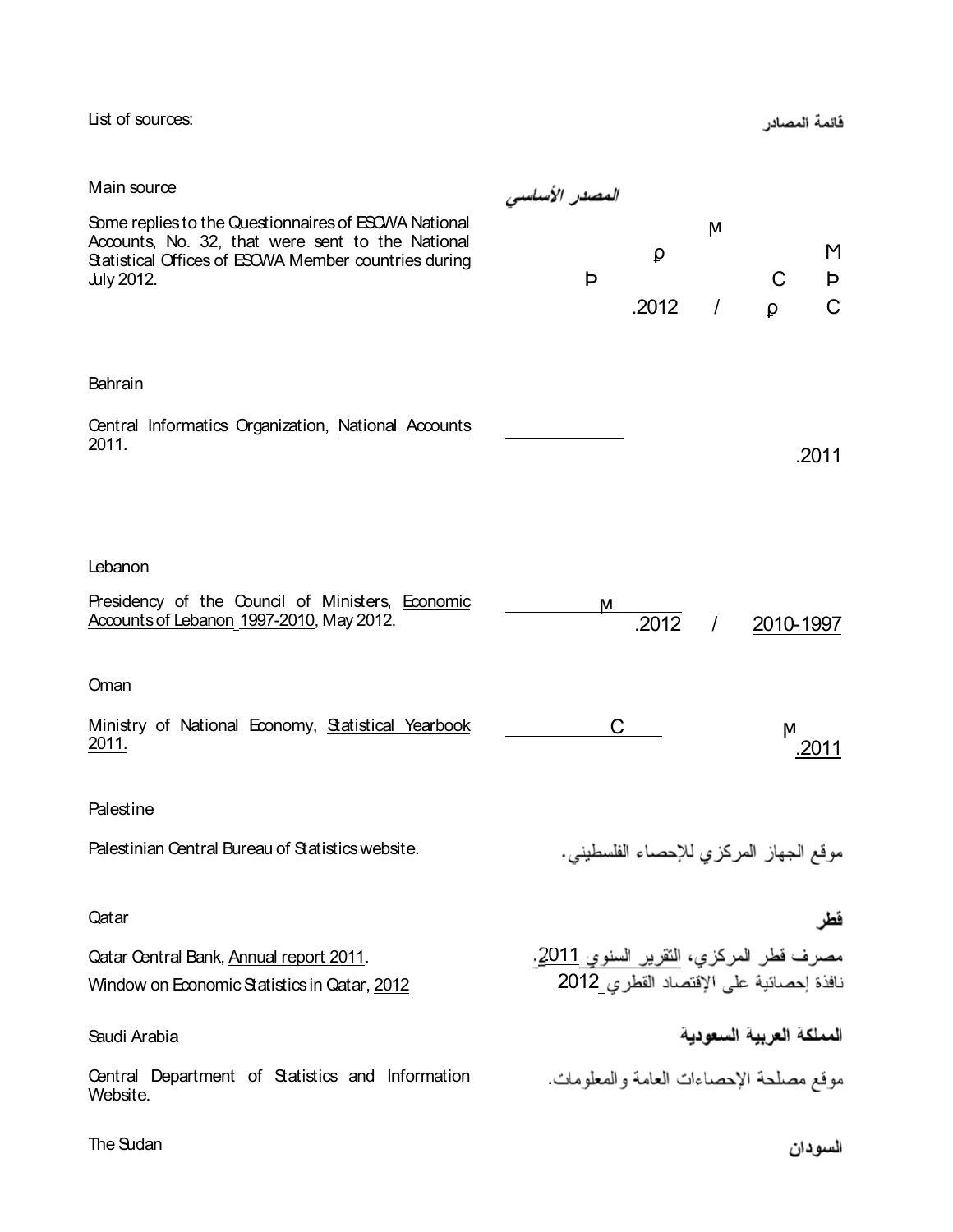List of sources:

قائمة المصادر

**Main source**

*المصدر الأساسي*

Some replies to the Questionnaires of ESCWA National Accounts, No. 32, that were sent to the National Statistical Offices of ESCWA Member countries during July 2012.

M ρ M Þ C Þ .2012 / ρ C

**Bahrain**

Central Informatics Organization, <u>National Accounts 2011.</u>

.2011

**Lebanon**

Presidency of the Council of Ministers, <u>Economic Accounts of Lebanon 1997-2010</u>, May 2012.

M .2012 / <u>2010-1997</u>

**Oman**

Ministry of National Economy, <u>Statistical Yearbook 2011.</u>

C M <u>.2011</u>

**Palestine**

Palestinian Central Bureau of Statistics website.

موقع الجهاز المركزي للإحصاء الفلسطيني.

**Qatar**

**قطر**

Qatar Central Bank, <u>Annual report 2011</u>.

Window on Economic Statistics in Qatar, <u>2012</u>

مصرف قطر المركزي، <u>التقرير السنوي 2011.</u>

نافذة إحصائية على الإقتصاد القطري <u>2012</u>

**Saudi Arabia**

**المملكة العربية السعودية**

Central Department of Statistics and Information Website.

موقع مصلحة الإحصاءات العامة والمعلومات.

**The Sudan**

**السودان**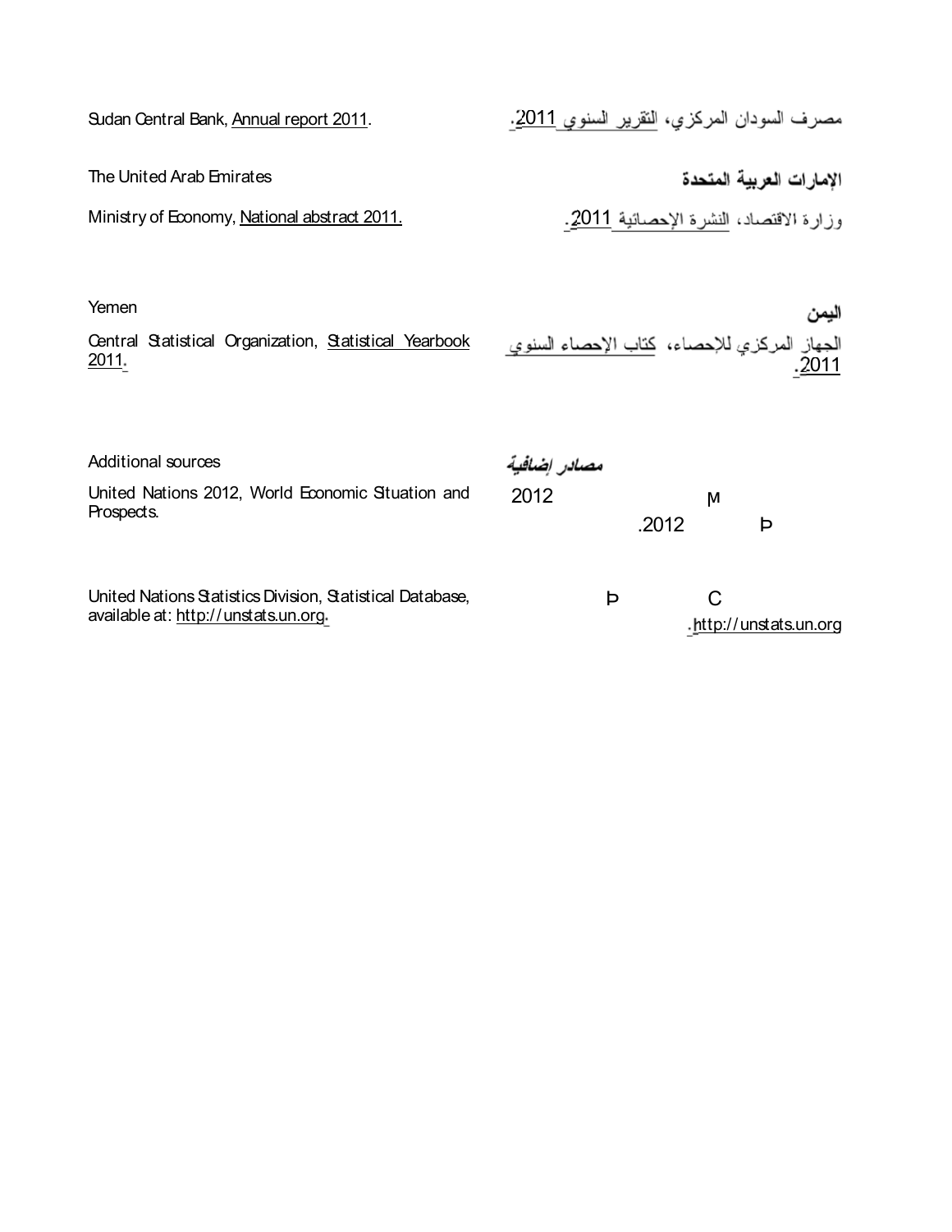Sudan Central Bank, Annual report 2011.

مصرف السودان المركزي، التقرير السنوي 2011.

The United Arab Emirates

**الإمارات العربية المتحدة**

Ministry of Economy, National abstract 2011.

وزارة الاقتصاد، النشرة الإحصائية 2011.

Yemen

**اليمن**

Central Statistical Organization, Statistical Yearbook 2011.

الجهاز المركزي للإحصاء، كتاب الإحصاء السنوي 2011.

Additional sources

***مصادر إضافية***

United Nations 2012, World Economic Situation and Prospects.

2012 M

.2012 Þ

United Nations Statistics Division, Statistical Database, available at: http://unstats.un.org.

Þ C

.http://unstats.un.org